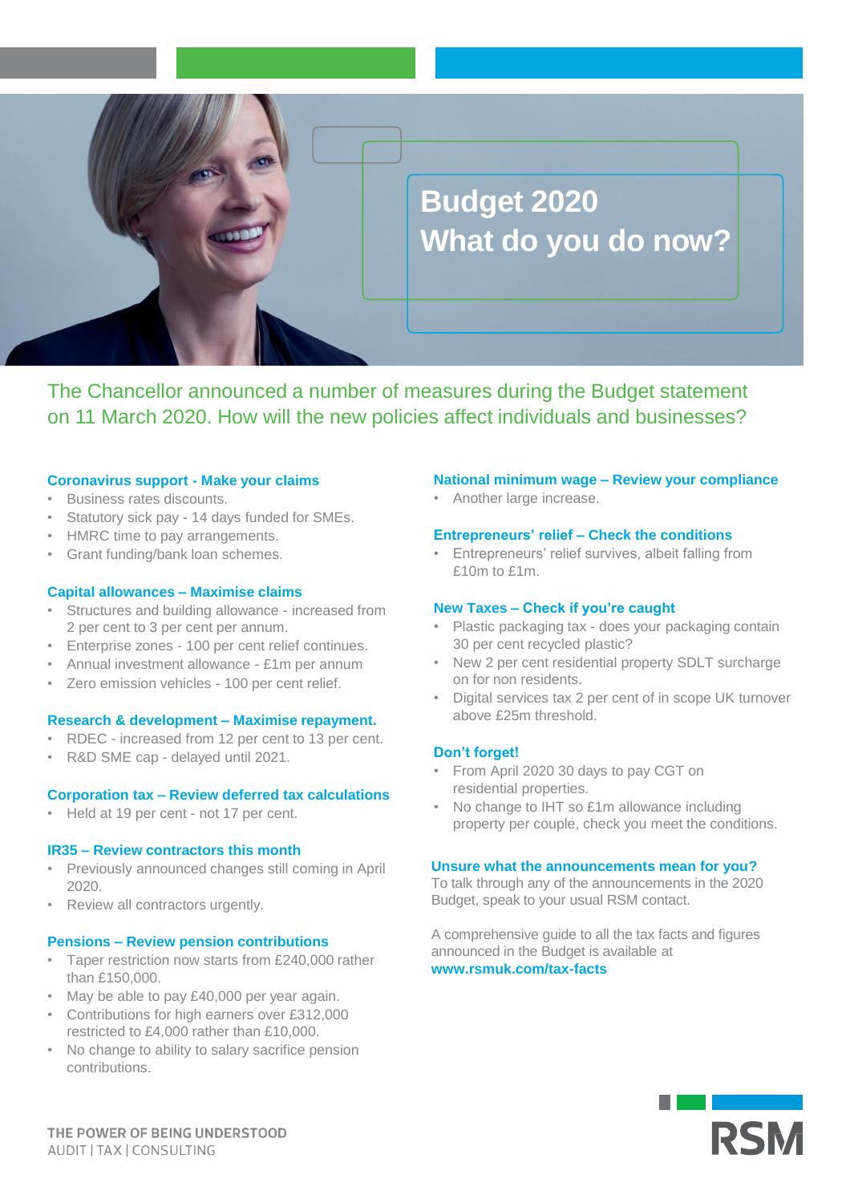# Budget 2020
# What do you do now?

The Chancellor announced a number of measures during the Budget statement on 11 March 2020. How will the new policies affect individuals and businesses?

### Coronavirus support - Make your claims

- Business rates discounts.
- Statutory sick pay - 14 days funded for SMEs.
- HMRC time to pay arrangements.
- Grant funding/bank loan schemes.

### Capital allowances – Maximise claims

- Structures and building allowance - increased from 2 per cent to 3 per cent per annum.
- Enterprise zones - 100 per cent relief continues.
- Annual investment allowance - £1m per annum
- Zero emission vehicles - 100 per cent relief.

### Research & development – Maximise repayment.

- RDEC - increased from 12 per cent to 13 per cent.
- R&D SME cap - delayed until 2021.

### Corporation tax – Review deferred tax calculations

- Held at 19 per cent - not 17 per cent.

### IR35 – Review contractors this month

- Previously announced changes still coming in April 2020.
- Review all contractors urgently.

### Pensions – Review pension contributions

- Taper restriction now starts from £240,000 rather than £150,000.
- May be able to pay £40,000 per year again.
- Contributions for high earners over £312,000 restricted to £4,000 rather than £10,000.
- No change to ability to salary sacrifice pension contributions.

### National minimum wage – Review your compliance

- Another large increase.

### Entrepreneurs' relief – Check the conditions

- Entrepreneurs' relief survives, albeit falling from £10m to £1m.

### New Taxes – Check if you're caught

- Plastic packaging tax - does your packaging contain 30 per cent recycled plastic?
- New 2 per cent residential property SDLT surcharge on for non residents.
- Digital services tax 2 per cent of in scope UK turnover above £25m threshold.

### Don't forget!

- From April 2020 30 days to pay CGT on residential properties.
- No change to IHT so £1m allowance including property per couple, check you meet the conditions.

### Unsure what the announcements mean for you?

To talk through any of the announcements in the 2020 Budget, speak to your usual RSM contact.

A comprehensive guide to all the tax facts and figures announced in the Budget is available at **www.rsmuk.com/tax-facts**

THE POWER OF BEING UNDERSTOOD
AUDIT | TAX | CONSULTING

RSM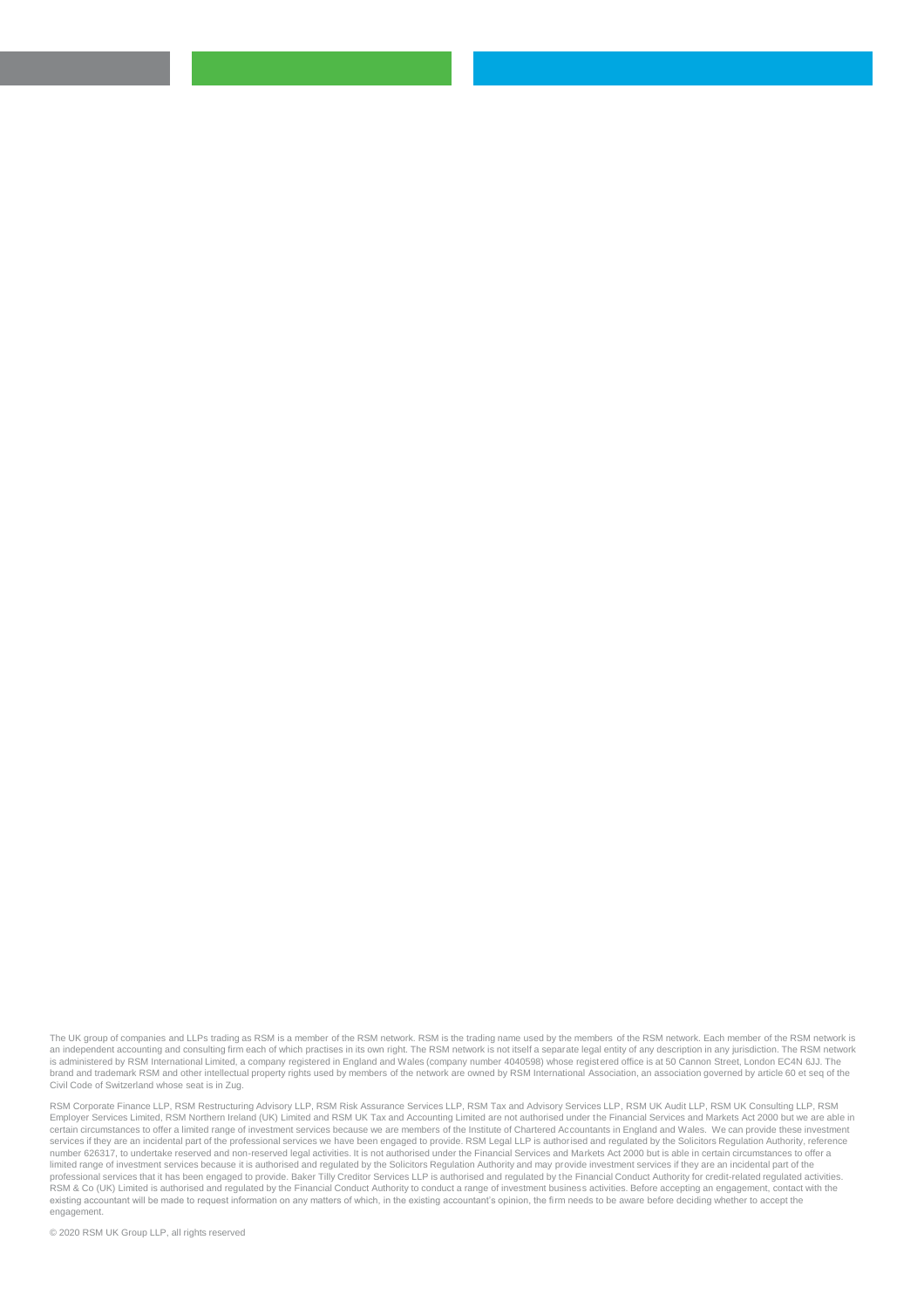The UK group of companies and LLPs trading as RSM is a member of the RSM network. RSM is the trading name used by the members of the RSM network. Each member of the RSM network is an independent accounting and consulting firm each of which practises in its own right. The RSM network is not itself a separate legal entity of any description in any jurisdiction. The RSM network is administered by RSM International Limited, a company registered in England and Wales (company number 4040598) whose registered office is at 50 Cannon Street, London EC4N 6JJ. The brand and trademark RSM and other intellectual property rights used by members of the network are owned by RSM International Association, an association governed by article 60 et seq of the Civil Code of Switzerland whose seat is in Zug.

RSM Corporate Finance LLP, RSM Restructuring Advisory LLP, RSM Risk Assurance Services LLP, RSM Tax and Advisory Services LLP, RSM UK Audit LLP, RSM UK Consulting LLP, RSM Employer Services Limited, RSM Northern Ireland (UK) Limited and RSM UK Tax and Accounting Limited are not authorised under the Financial Services and Markets Act 2000 but we are able in certain circumstances to offer a limited range of investment services because we are members of the Institute of Chartered Accountants in England and Wales. We can provide these investment services if they are an incidental part of the professional services we have been engaged to provide. RSM Legal LLP is authorised and regulated by the Solicitors Regulation Authority, reference number 626317, to undertake reserved and non-reserved legal activities. It is not authorised under the Financial Services and Markets Act 2000 but is able in certain circumstances to offer a limited range of investment services because it is authorised and regulated by the Solicitors Regulation Authority and may provide investment services if they are an incidental part of the professional services that it has been engaged to provide. Baker Tilly Creditor Services LLP is authorised and regulated by the Financial Conduct Authority for credit-related regulated activities. RSM & Co (UK) Limited is authorised and regulated by the Financial Conduct Authority to conduct a range of investment business activities. Before accepting an engagement, contact with the existing accountant will be made to request information on any matters of which, in the existing accountant's opinion, the firm needs to be aware before deciding whether to accept the engagement.

© 2020 RSM UK Group LLP, all rights reserved